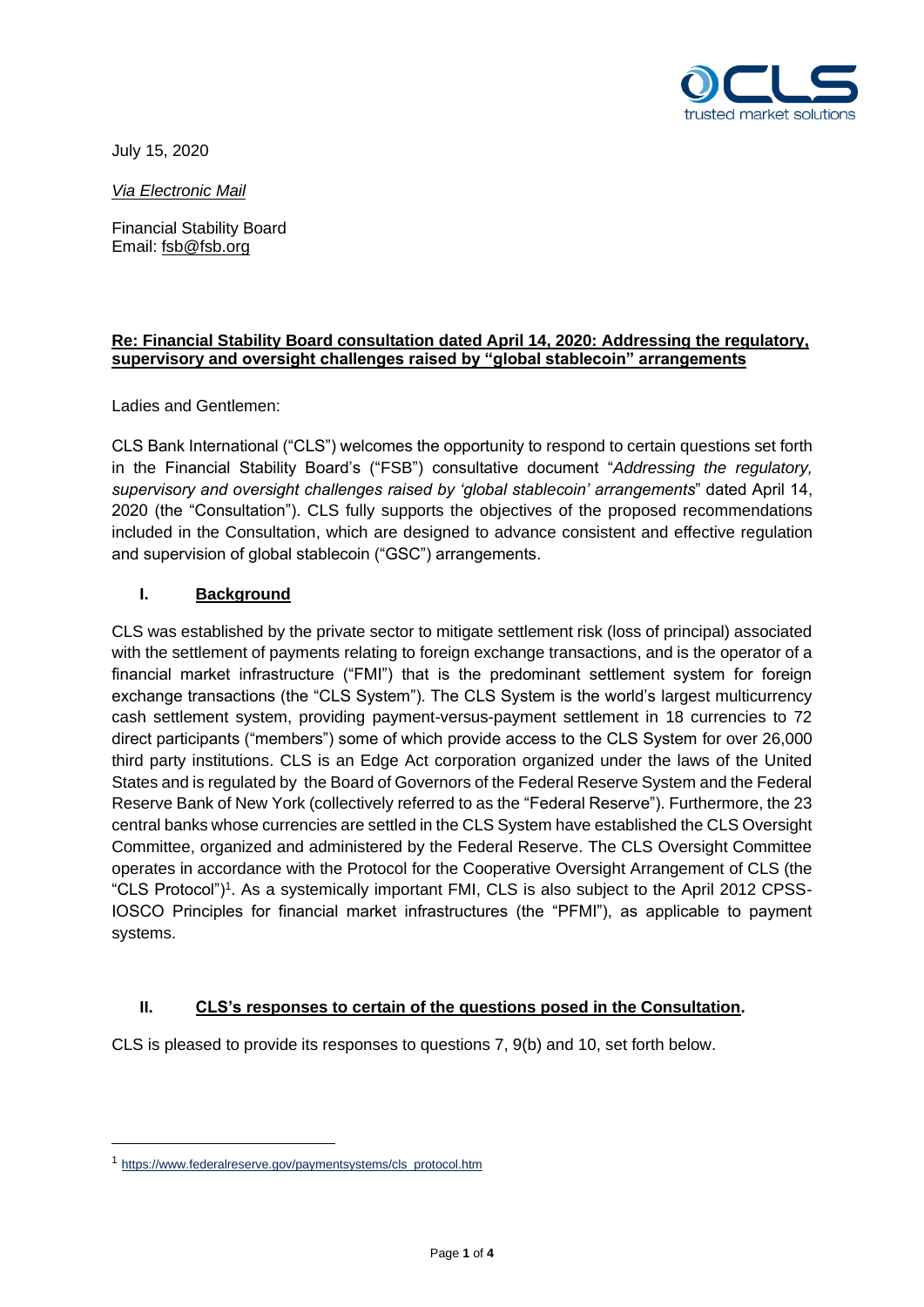July 15, 2020

*Via Electronic Mail*

Financial Stability Board
Email: fsb@fsb.org

**Re: Financial Stability Board consultation dated April 14, 2020: Addressing the regulatory, supervisory and oversight challenges raised by "global stablecoin" arrangements**

Ladies and Gentlemen:

CLS Bank International ("CLS") welcomes the opportunity to respond to certain questions set forth in the Financial Stability Board's ("FSB") consultative document "*Addressing the regulatory, supervisory and oversight challenges raised by 'global stablecoin' arrangements*" dated April 14, 2020 (the "Consultation"). CLS fully supports the objectives of the proposed recommendations included in the Consultation, which are designed to advance consistent and effective regulation and supervision of global stablecoin ("GSC") arrangements.

## I. Background

CLS was established by the private sector to mitigate settlement risk (loss of principal) associated with the settlement of payments relating to foreign exchange transactions, and is the operator of a financial market infrastructure ("FMI") that is the predominant settlement system for foreign exchange transactions (the "CLS System"). The CLS System is the world's largest multicurrency cash settlement system, providing payment-versus-payment settlement in 18 currencies to 72 direct participants ("members") some of which provide access to the CLS System for over 26,000 third party institutions. CLS is an Edge Act corporation organized under the laws of the United States and is regulated by the Board of Governors of the Federal Reserve System and the Federal Reserve Bank of New York (collectively referred to as the "Federal Reserve"). Furthermore, the 23 central banks whose currencies are settled in the CLS System have established the CLS Oversight Committee, organized and administered by the Federal Reserve. The CLS Oversight Committee operates in accordance with the Protocol for the Cooperative Oversight Arrangement of CLS (the "CLS Protocol")[1]. As a systemically important FMI, CLS is also subject to the April 2012 CPSS-IOSCO Principles for financial market infrastructures (the "PFMI"), as applicable to payment systems.

## II. CLS's responses to certain of the questions posed in the Consultation.

CLS is pleased to provide its responses to questions 7, 9(b) and 10, set forth below.

[1] https://www.federalreserve.gov/paymentsystems/cls_protocol.htm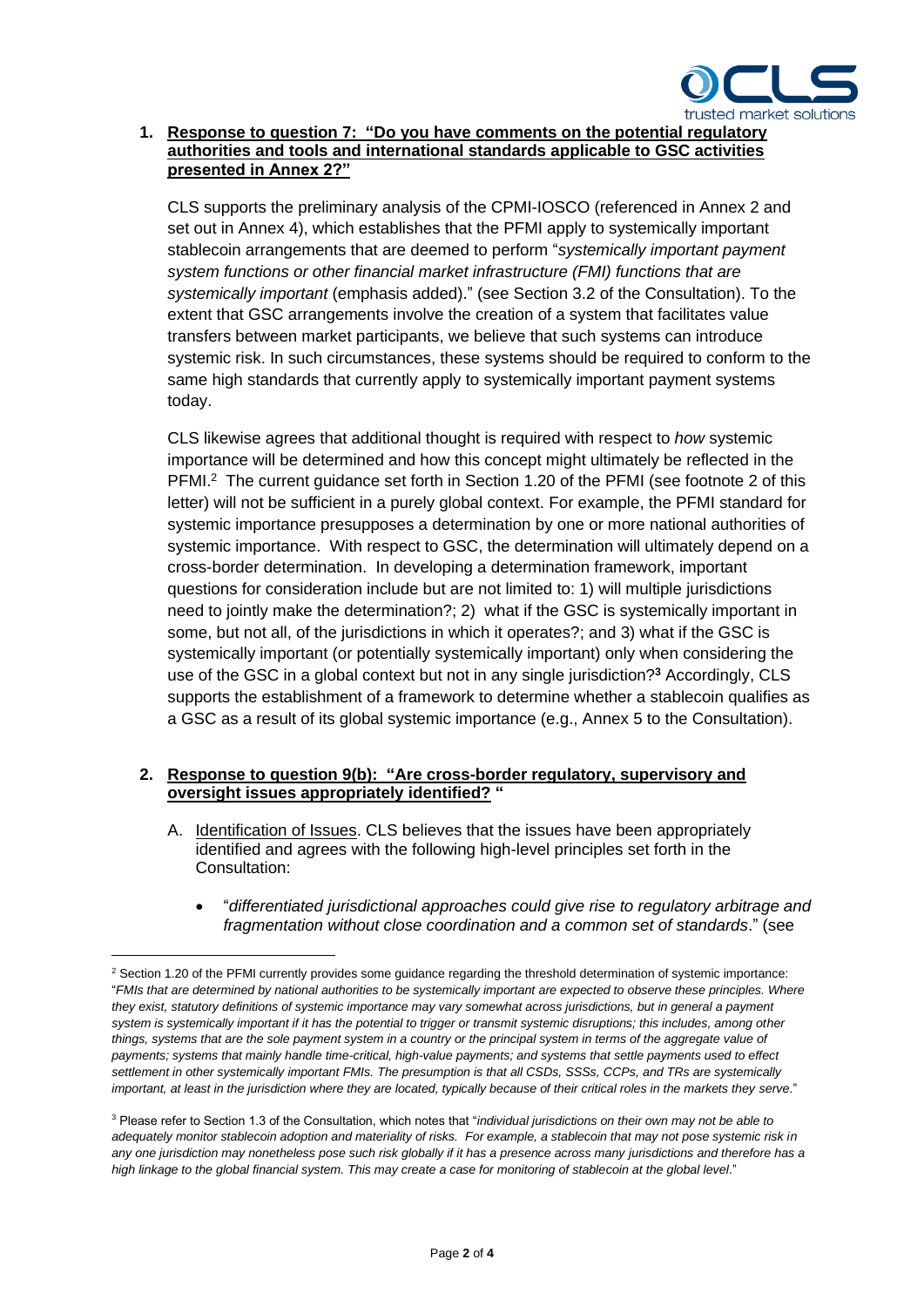1. **Response to question 7: "Do you have comments on the potential regulatory authorities and tools and international standards applicable to GSC activities presented in Annex 2?"**

   CLS supports the preliminary analysis of the CPMI-IOSCO (referenced in Annex 2 and set out in Annex 4), which establishes that the PFMI apply to systemically important stablecoin arrangements that are deemed to perform "*systemically important payment system functions or other financial market infrastructure (FMI) functions that are systemically important* (emphasis added)." (see Section 3.2 of the Consultation). To the extent that GSC arrangements involve the creation of a system that facilitates value transfers between market participants, we believe that such systems can introduce systemic risk. In such circumstances, these systems should be required to conform to the same high standards that currently apply to systemically important payment systems today.

   CLS likewise agrees that additional thought is required with respect to *how* systemic importance will be determined and how this concept might ultimately be reflected in the PFMI.[2] The current guidance set forth in Section 1.20 of the PFMI (see footnote 2 of this letter) will not be sufficient in a purely global context. For example, the PFMI standard for systemic importance presupposes a determination by one or more national authorities of systemic importance. With respect to GSC, the determination will ultimately depend on a cross-border determination. In developing a determination framework, important questions for consideration include but are not limited to: 1) will multiple jurisdictions need to jointly make the determination?; 2) what if the GSC is systemically important in some, but not all, of the jurisdictions in which it operates?; and 3) what if the GSC is systemically important (or potentially systemically important) only when considering the use of the GSC in a global context but not in any single jurisdiction?[3] Accordingly, CLS supports the establishment of a framework to determine whether a stablecoin qualifies as a GSC as a result of its global systemic importance (e.g., Annex 5 to the Consultation).

2. **Response to question 9(b): "Are cross-border regulatory, supervisory and oversight issues appropriately identified? "**

   A. Identification of Issues. CLS believes that the issues have been appropriately identified and agrees with the following high-level principles set forth in the Consultation:

      - "*differentiated jurisdictional approaches could give rise to regulatory arbitrage and fragmentation without close coordination and a common set of standards*." (see

---

[2] Section 1.20 of the PFMI currently provides some guidance regarding the threshold determination of systemic importance: "*FMIs that are determined by national authorities to be systemically important are expected to observe these principles. Where they exist, statutory definitions of systemic importance may vary somewhat across jurisdictions, but in general a payment system is systemically important if it has the potential to trigger or transmit systemic disruptions; this includes, among other things, systems that are the sole payment system in a country or the principal system in terms of the aggregate value of payments; systems that mainly handle time-critical, high-value payments; and systems that settle payments used to effect settlement in other systemically important FMIs. The presumption is that all CSDs, SSSs, CCPs, and TRs are systemically important, at least in the jurisdiction where they are located, typically because of their critical roles in the markets they serve.*"

[3] Please refer to Section 1.3 of the Consultation, which notes that "*individual jurisdictions on their own may not be able to adequately monitor stablecoin adoption and materiality of risks. For example, a stablecoin that may not pose systemic risk in any one jurisdiction may nonetheless pose such risk globally if it has a presence across many jurisdictions and therefore has a high linkage to the global financial system. This may create a case for monitoring of stablecoin at the global level*."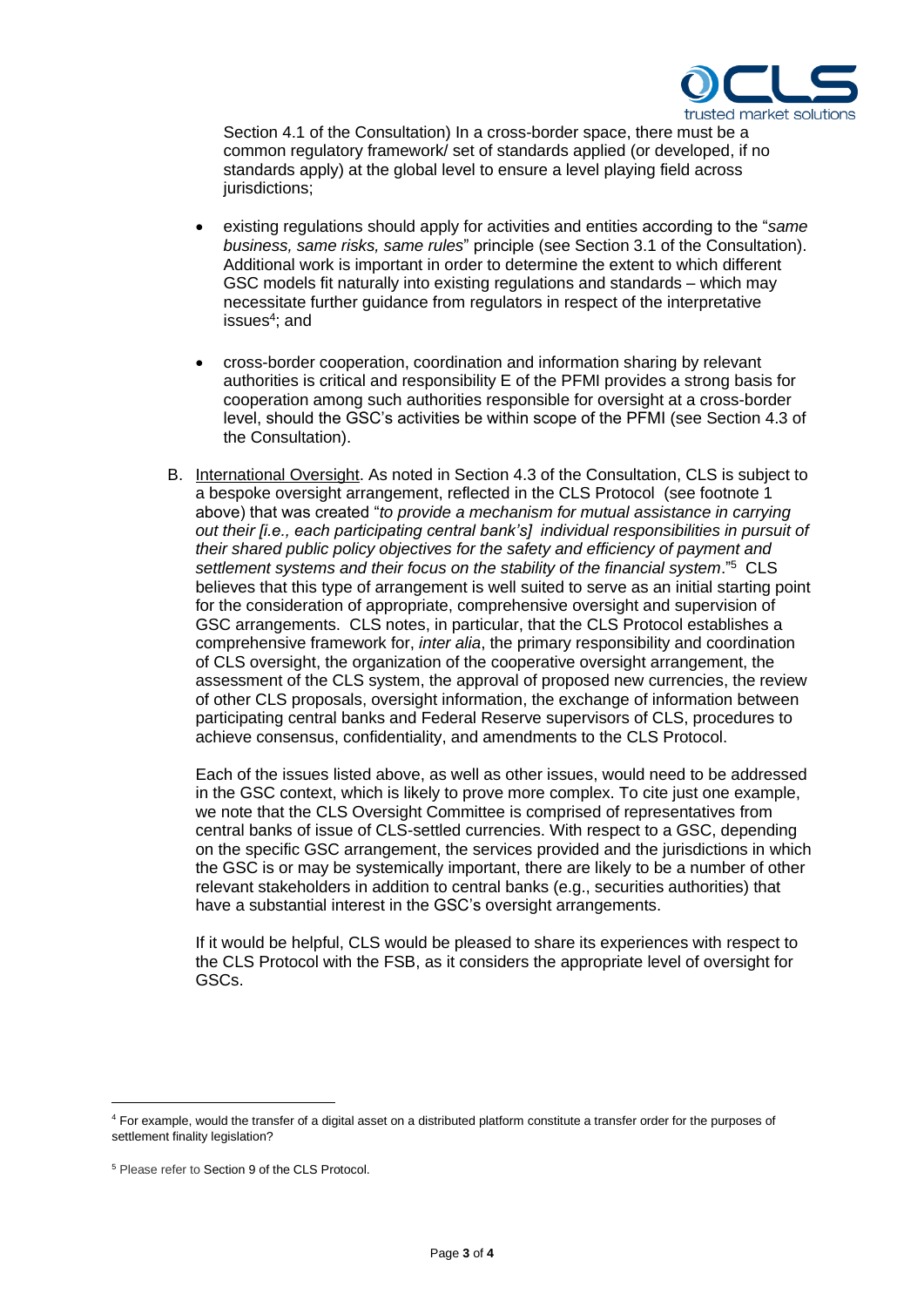Section 4.1 of the Consultation) In a cross-border space, there must be a common regulatory framework/ set of standards applied (or developed, if no standards apply) at the global level to ensure a level playing field across jurisdictions;

- existing regulations should apply for activities and entities according to the "*same business, same risks, same rules*" principle (see Section 3.1 of the Consultation). Additional work is important in order to determine the extent to which different GSC models fit naturally into existing regulations and standards – which may necessitate further guidance from regulators in respect of the interpretative issues[4]; and

- cross-border cooperation, coordination and information sharing by relevant authorities is critical and responsibility E of the PFMI provides a strong basis for cooperation among such authorities responsible for oversight at a cross-border level, should the GSC's activities be within scope of the PFMI (see Section 4.3 of the Consultation).

B. International Oversight. As noted in Section 4.3 of the Consultation, CLS is subject to a bespoke oversight arrangement, reflected in the CLS Protocol (see footnote 1 above) that was created "*to provide a mechanism for mutual assistance in carrying out their [i.e., each participating central bank's] individual responsibilities in pursuit of their shared public policy objectives for the safety and efficiency of payment and settlement systems and their focus on the stability of the financial system*."[5] CLS believes that this type of arrangement is well suited to serve as an initial starting point for the consideration of appropriate, comprehensive oversight and supervision of GSC arrangements. CLS notes, in particular, that the CLS Protocol establishes a comprehensive framework for, *inter alia*, the primary responsibility and coordination of CLS oversight, the organization of the cooperative oversight arrangement, the assessment of the CLS system, the approval of proposed new currencies, the review of other CLS proposals, oversight information, the exchange of information between participating central banks and Federal Reserve supervisors of CLS, procedures to achieve consensus, confidentiality, and amendments to the CLS Protocol.

   Each of the issues listed above, as well as other issues, would need to be addressed in the GSC context, which is likely to prove more complex. To cite just one example, we note that the CLS Oversight Committee is comprised of representatives from central banks of issue of CLS-settled currencies. With respect to a GSC, depending on the specific GSC arrangement, the services provided and the jurisdictions in which the GSC is or may be systemically important, there are likely to be a number of other relevant stakeholders in addition to central banks (e.g., securities authorities) that have a substantial interest in the GSC's oversight arrangements.

   If it would be helpful, CLS would be pleased to share its experiences with respect to the CLS Protocol with the FSB, as it considers the appropriate level of oversight for GSCs.

---

[4] For example, would the transfer of a digital asset on a distributed platform constitute a transfer order for the purposes of settlement finality legislation?

[5] Please refer to Section 9 of the CLS Protocol.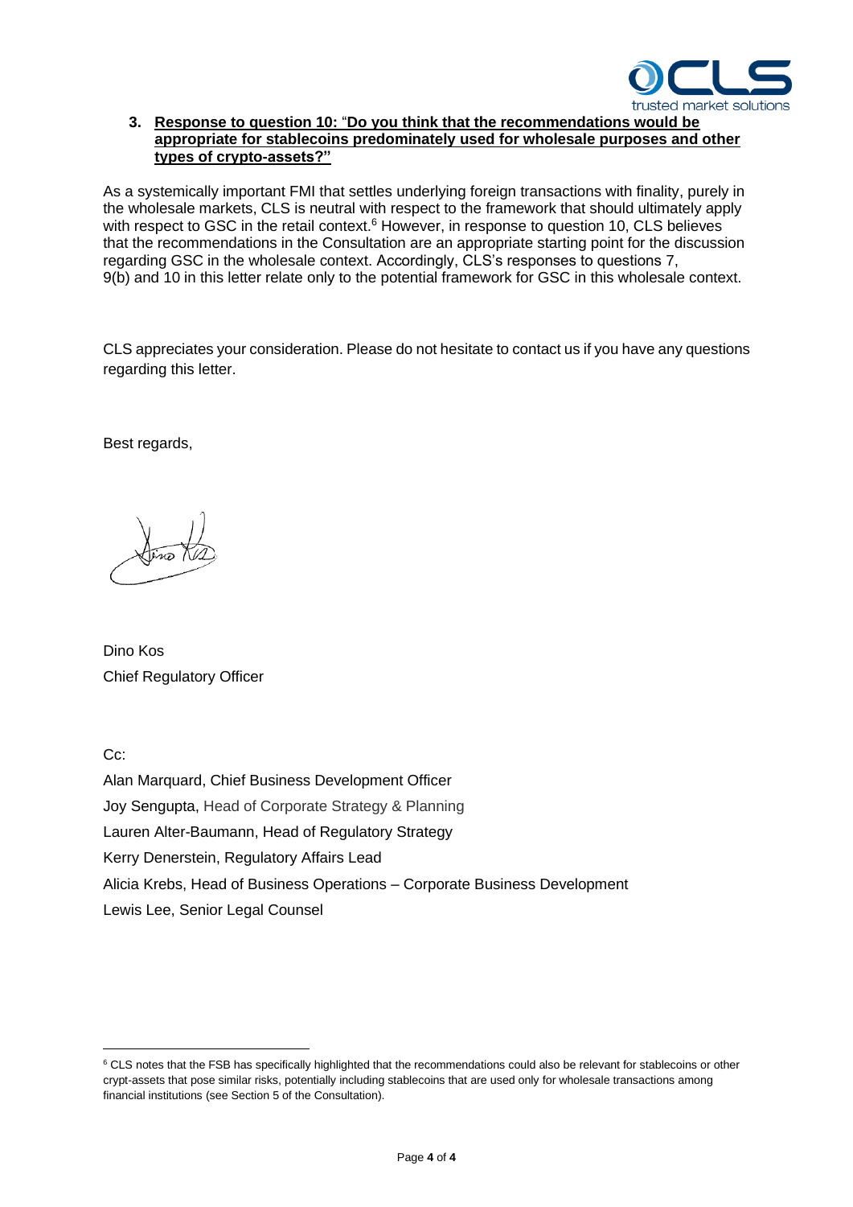3. **Response to question 10: "Do you think that the recommendations would be appropriate for stablecoins predominately used for wholesale purposes and other types of crypto-assets?"**

As a systemically important FMI that settles underlying foreign transactions with finality, purely in the wholesale markets, CLS is neutral with respect to the framework that should ultimately apply with respect to GSC in the retail context.[6] However, in response to question 10, CLS believes that the recommendations in the Consultation are an appropriate starting point for the discussion regarding GSC in the wholesale context. Accordingly, CLS's responses to questions 7, 9(b) and 10 in this letter relate only to the potential framework for GSC in this wholesale context.

CLS appreciates your consideration. Please do not hesitate to contact us if you have any questions regarding this letter.

Best regards,

Dino Kos
Chief Regulatory Officer

Cc:

Alan Marquard, Chief Business Development Officer
Joy Sengupta, Head of Corporate Strategy & Planning
Lauren Alter-Baumann, Head of Regulatory Strategy
Kerry Denerstein, Regulatory Affairs Lead
Alicia Krebs, Head of Business Operations – Corporate Business Development
Lewis Lee, Senior Legal Counsel

[6] CLS notes that the FSB has specifically highlighted that the recommendations could also be relevant for stablecoins or other crypt-assets that pose similar risks, potentially including stablecoins that are used only for wholesale transactions among financial institutions (see Section 5 of the Consultation).